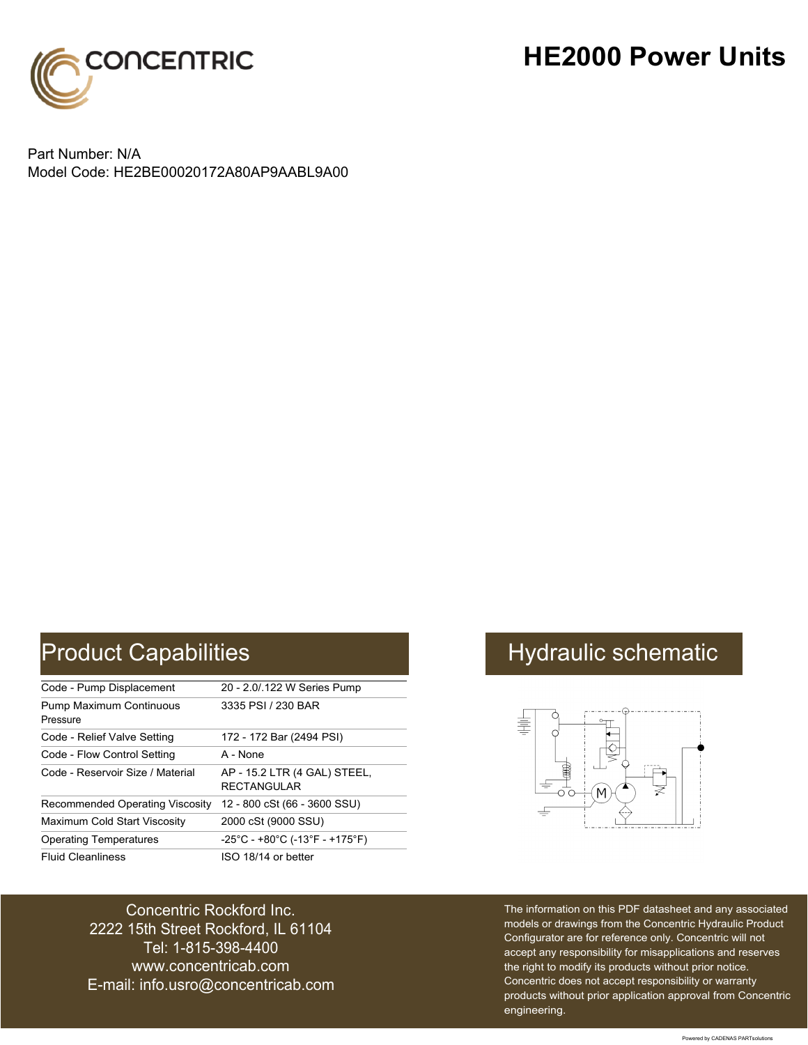# HE2000 Power Units

CONCENTRIC

Part Number: N/A
Model Code: HE2BE00020172A80AP9AABL9A00

## Product Capabilities

| | |
|---|---|
| Code - Pump Displacement | 20 - 2.0/.122 W Series Pump |
| Pump Maximum Continuous Pressure | 3335 PSI / 230 BAR |
| Code - Relief Valve Setting | 172 - 172 Bar (2494 PSI) |
| Code - Flow Control Setting | A - None |
| Code - Reservoir Size / Material | AP - 15.2 LTR (4 GAL) STEEL, RECTANGULAR |
| Recommended Operating Viscosity | 12 - 800 cSt (66 - 3600 SSU) |
| Maximum Cold Start Viscosity | 2000 cSt (9000 SSU) |
| Operating Temperatures | -25°C - +80°C (-13°F - +175°F) |
| Fluid Cleanliness | ISO 18/14 or better |

## Hydraulic schematic

Concentric Rockford Inc.
2222 15th Street Rockford, IL 61104
Tel: 1-815-398-4400
www.concentricab.com
E-mail: info.usro@concentricab.com

The information on this PDF datasheet and any associated models or drawings from the Concentric Hydraulic Product Configurator are for reference only. Concentric will not accept any responsibility for misapplications and reserves the right to modify its products without prior notice. Concentric does not accept responsibility or warranty products without prior application approval from Concentric engineering.

Powered by CADENAS PARTsolutions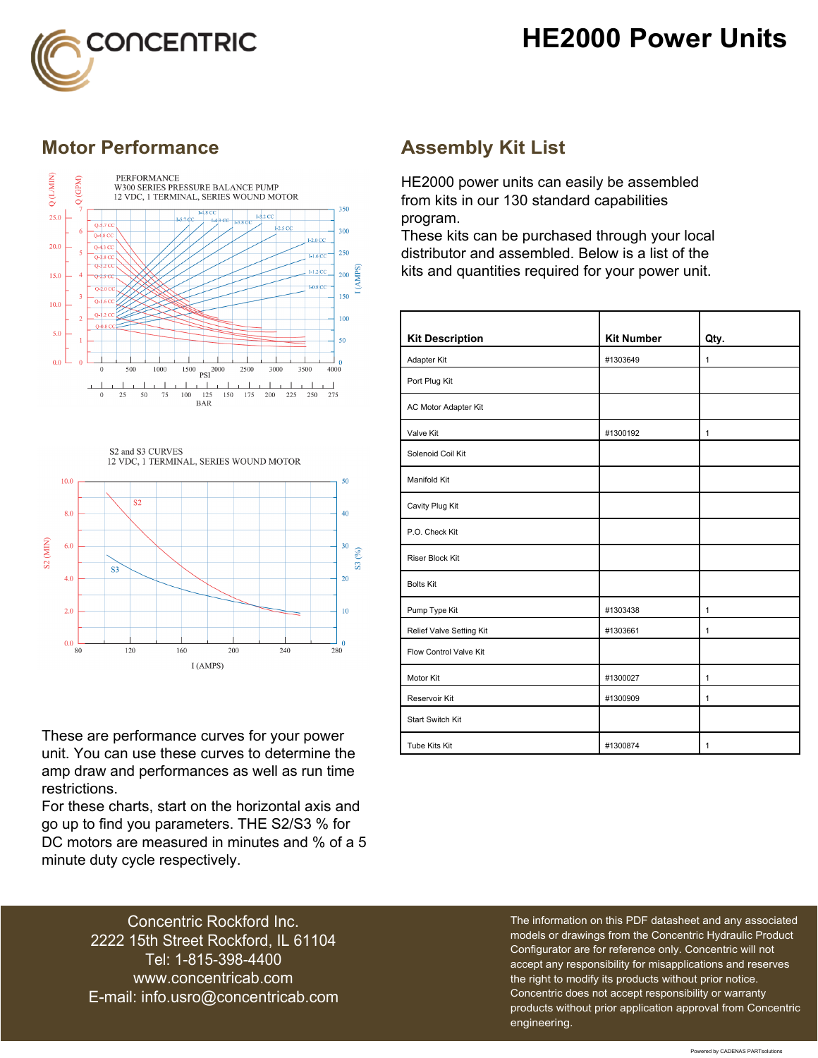# HE2000 Power Units

## Motor Performance

These are performance curves for your power unit. You can use these curves to determine the amp draw and performances as well as run time restrictions.
For these charts, start on the horizontal axis and go up to find you parameters. THE S2/S3 % for DC motors are measured in minutes and % of a 5 minute duty cycle respectively.

## Assembly Kit List

HE2000 power units can easily be assembled from kits in our 130 standard capabilities program.
These kits can be purchased through your local distributor and assembled. Below is a list of the kits and quantities required for your power unit.

| Kit Description | Kit Number | Qty. |
| --- | --- | --- |
| Adapter Kit | #1303649 | 1 |
| Port Plug Kit | | |
| AC Motor Adapter Kit | | |
| Valve Kit | #1300192 | 1 |
| Solenoid Coil Kit | | |
| Manifold Kit | | |
| Cavity Plug Kit | | |
| P.O. Check Kit | | |
| Riser Block Kit | | |
| Bolts Kit | | |
| Pump Type Kit | #1303438 | 1 |
| Relief Valve Setting Kit | #1303661 | 1 |
| Flow Control Valve Kit | | |
| Motor Kit | #1300027 | 1 |
| Reservoir Kit | #1300909 | 1 |
| Start Switch Kit | | |
| Tube Kits Kit | #1300874 | 1 |

Concentric Rockford Inc.
2222 15th Street Rockford, IL 61104
Tel: 1-815-398-4400
www.concentricab.com
E-mail: info.usro@concentricab.com

The information on this PDF datasheet and any associated models or drawings from the Concentric Hydraulic Product Configurator are for reference only. Concentric will not accept any responsibility for misapplications and reserves the right to modify its products without prior notice. Concentric does not accept responsibility or warranty products without prior application approval from Concentric engineering.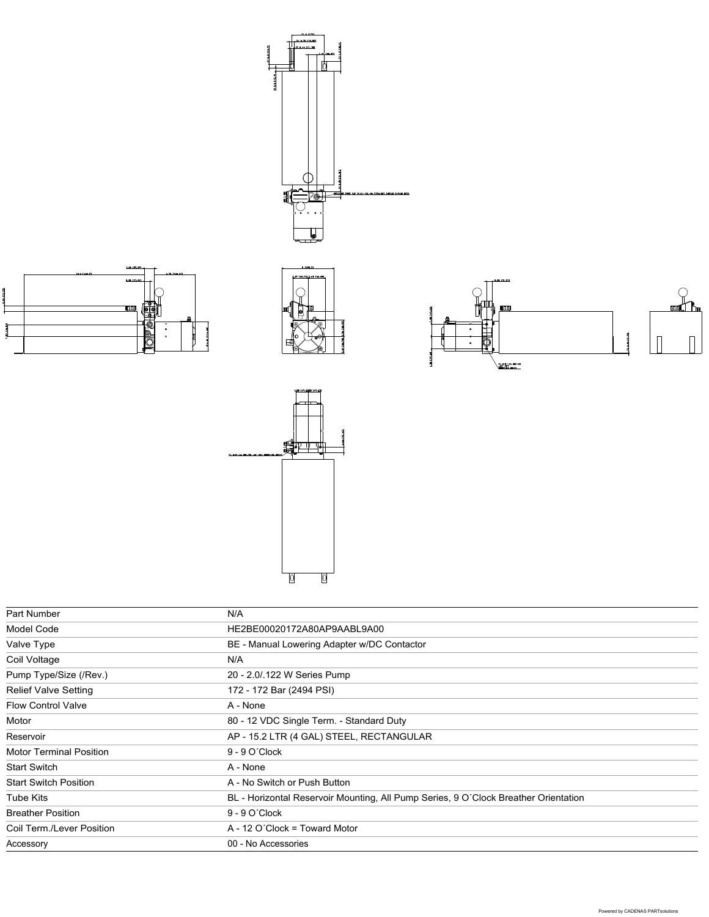| | |
|---|---|
| Part Number | N/A |
| Model Code | HE2BE00020172A80AP9AABL9A00 |
| Valve Type | BE - Manual Lowering Adapter w/DC Contactor |
| Coil Voltage | N/A |
| Pump Type/Size (/Rev.) | 20 - 2.0/.122 W Series Pump |
| Relief Valve Setting | 172 - 172 Bar (2494 PSI) |
| Flow Control Valve | A - None |
| Motor | 80 - 12 VDC Single Term. - Standard Duty |
| Reservoir | AP - 15.2 LTR (4 GAL) STEEL, RECTANGULAR |
| Motor Terminal Position | 9 - 9 O´Clock |
| Start Switch | A - None |
| Start Switch Position | A - No Switch or Push Button |
| Tube Kits | BL - Horizontal Reservoir Mounting, All Pump Series, 9 O´Clock Breather Orientation |
| Breather Position | 9 - 9 O´Clock |
| Coil Term./Lever Position | A - 12 O´Clock = Toward Motor |
| Accessory | 00 - No Accessories |

Powered by CADENAS PARTsolutions